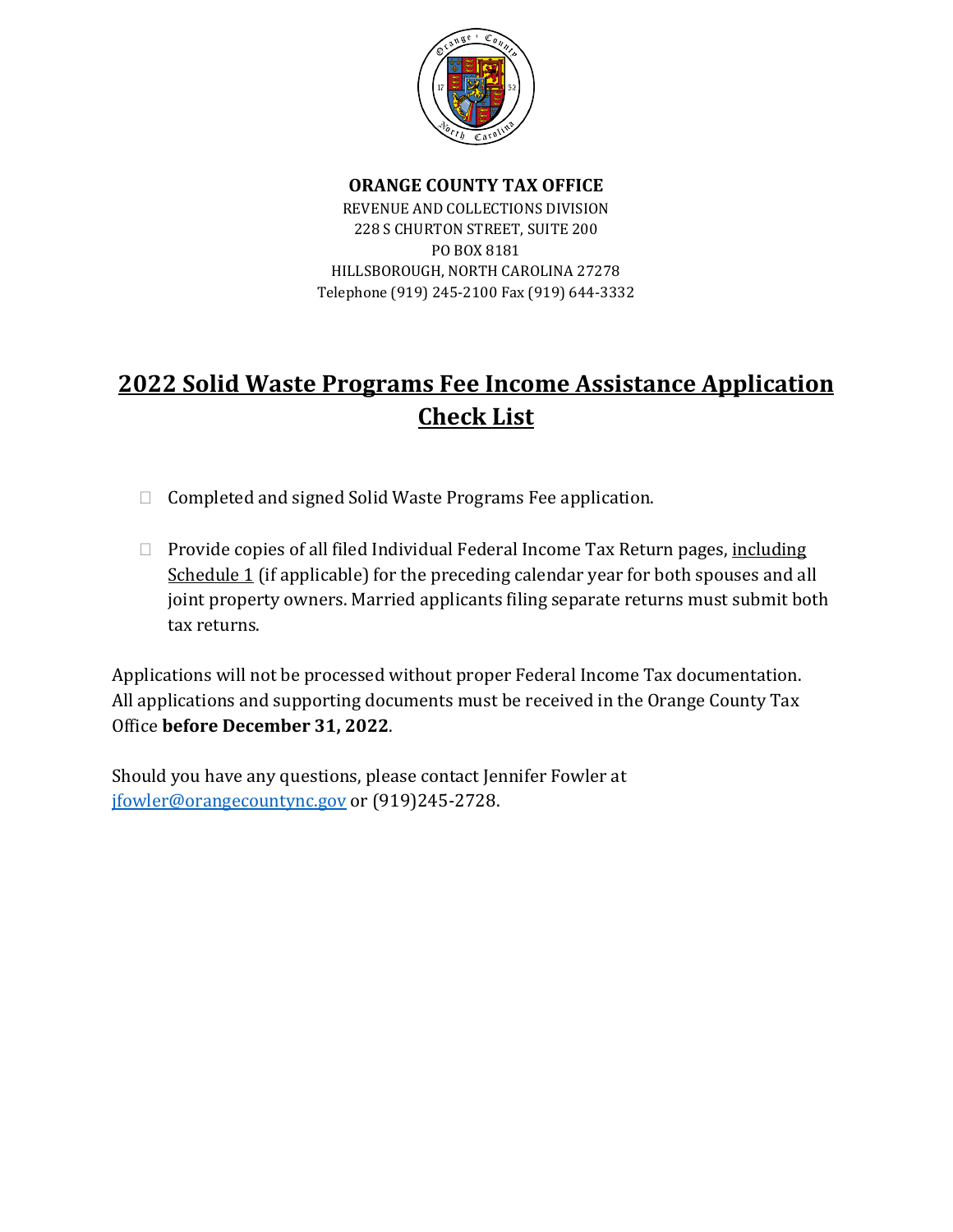**ORANGE COUNTY TAX OFFICE**

REVENUE AND COLLECTIONS DIVISION
228 S CHURTON STREET, SUITE 200
PO BOX 8181
HILLSBOROUGH, NORTH CAROLINA 27278
Telephone (919) 245-2100 Fax (919) 644-3332

# 2022 Solid Waste Programs Fee Income Assistance Application Check List

- ☐ Completed and signed Solid Waste Programs Fee application.
- ☐ Provide copies of all filed Individual Federal Income Tax Return pages, including Schedule 1 (if applicable) for the preceding calendar year for both spouses and all joint property owners. Married applicants filing separate returns must submit both tax returns.

Applications will not be processed without proper Federal Income Tax documentation. All applications and supporting documents must be received in the Orange County Tax Office **before December 31, 2022**.

Should you have any questions, please contact Jennifer Fowler at jfowler@orangecountync.gov or (919)245-2728.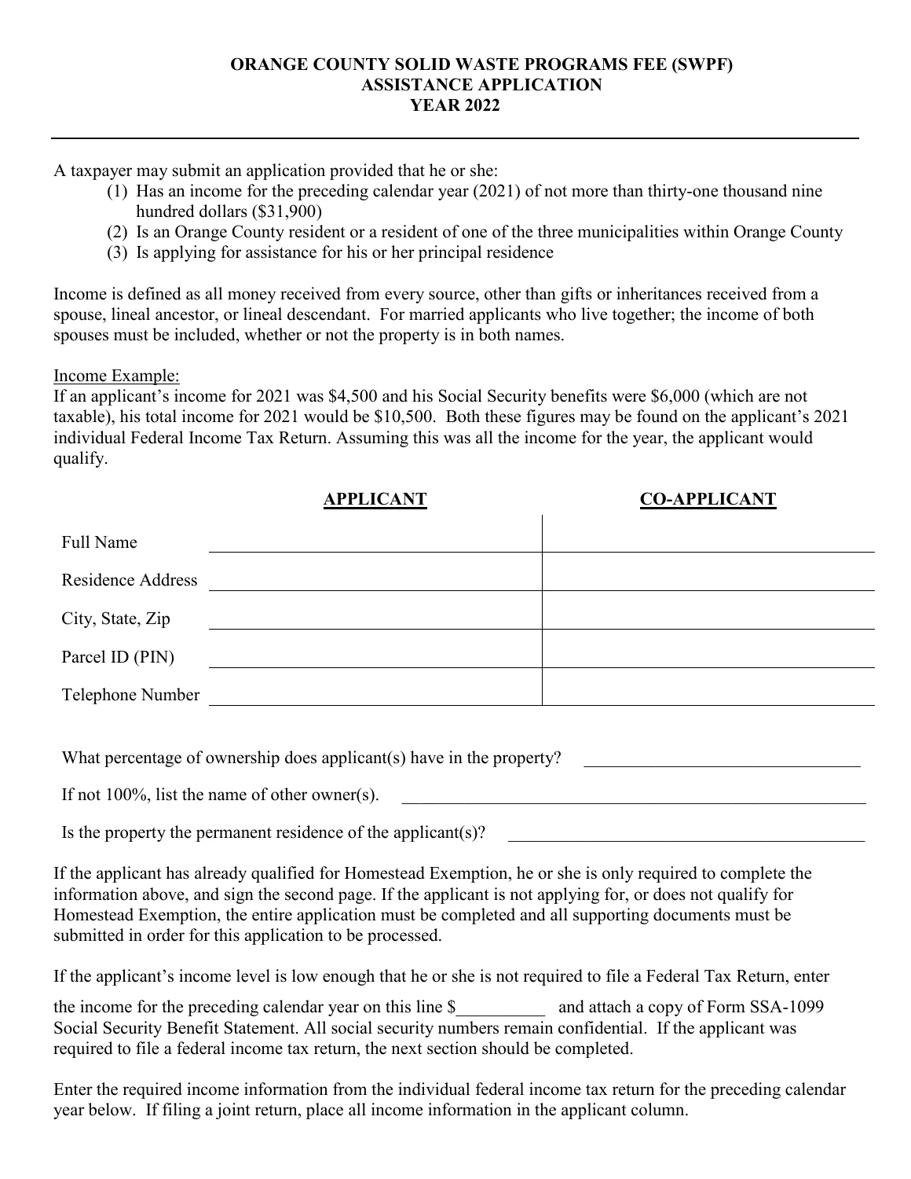**ORANGE COUNTY SOLID WASTE PROGRAMS FEE (SWPF)**
**ASSISTANCE APPLICATION**
**YEAR 2022**

---

A taxpayer may submit an application provided that he or she:

1. Has an income for the preceding calendar year (2021) of not more than thirty-one thousand nine hundred dollars ($31,900)
2. Is an Orange County resident or a resident of one of the three municipalities within Orange County
3. Is applying for assistance for his or her principal residence

Income is defined as all money received from every source, other than gifts or inheritances received from a spouse, lineal ancestor, or lineal descendant. For married applicants who live together; the income of both spouses must be included, whether or not the property is in both names.

Income Example:
If an applicant's income for 2021 was $4,500 and his Social Security benefits were $6,000 (which are not taxable), his total income for 2021 would be $10,500. Both these figures may be found on the applicant's 2021 individual Federal Income Tax Return. Assuming this was all the income for the year, the applicant would qualify.

| | **APPLICANT** | **CO-APPLICANT** |
|---|---|---|
| Full Name | | |
| Residence Address | | |
| City, State, Zip | | |
| Parcel ID (PIN) | | |
| Telephone Number | | |

What percentage of ownership does applicant(s) have in the property? ______________________________

If not 100%, list the name of other owner(s). ______________________________

Is the property the permanent residence of the applicant(s)? ______________________________

If the applicant has already qualified for Homestead Exemption, he or she is only required to complete the information above, and sign the second page. If the applicant is not applying for, or does not qualify for Homestead Exemption, the entire application must be completed and all supporting documents must be submitted in order for this application to be processed.

If the applicant's income level is low enough that he or she is not required to file a Federal Tax Return, enter the income for the preceding calendar year on this line $__________ and attach a copy of Form SSA-1099 Social Security Benefit Statement. All social security numbers remain confidential. If the applicant was required to file a federal income tax return, the next section should be completed.

Enter the required income information from the individual federal income tax return for the preceding calendar year below. If filing a joint return, place all income information in the applicant column.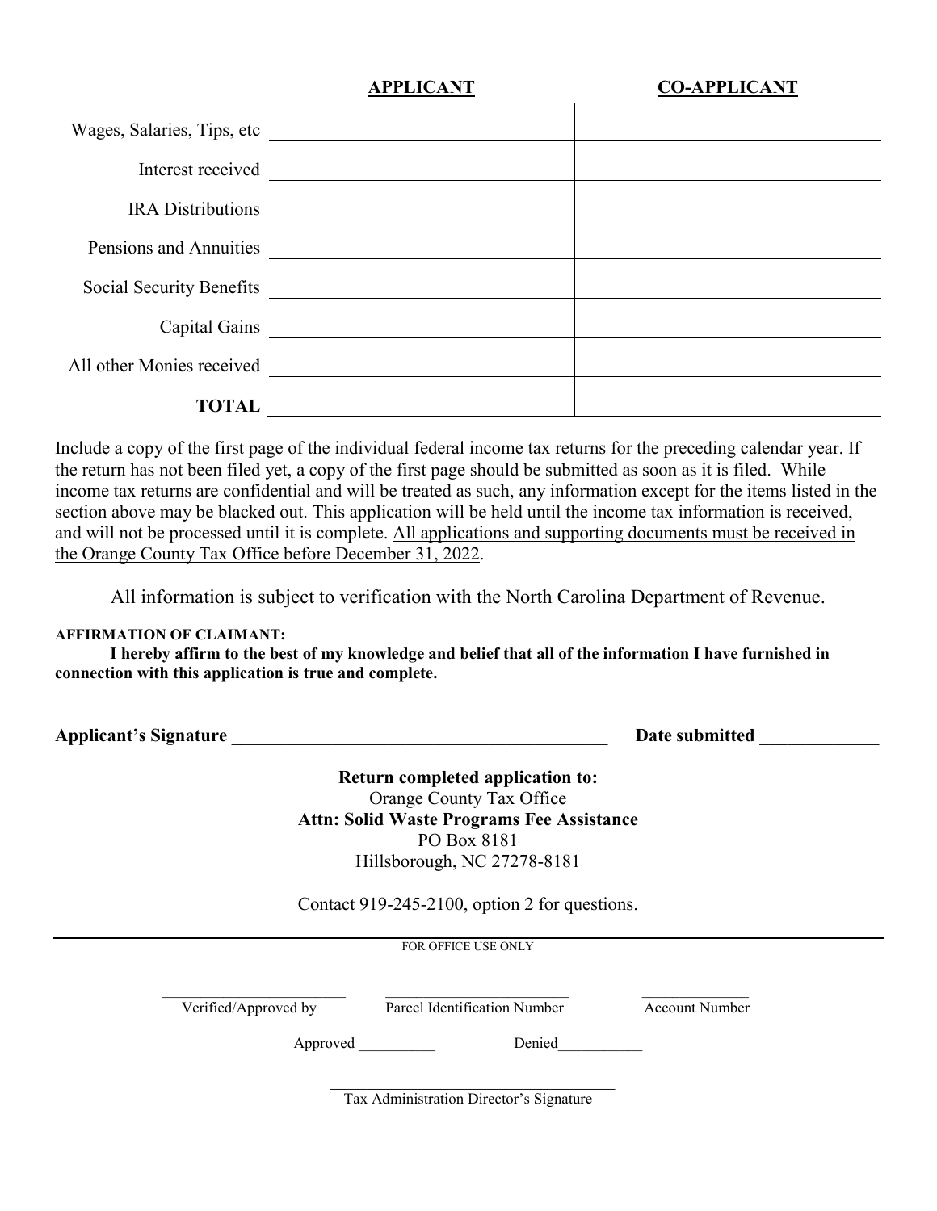| | APPLICANT | CO-APPLICANT |
|---|---|---|
| Wages, Salaries, Tips, etc | | |
| Interest received | | |
| IRA Distributions | | |
| Pensions and Annuities | | |
| Social Security Benefits | | |
| Capital Gains | | |
| All other Monies received | | |
| **TOTAL** | | |

Include a copy of the first page of the individual federal income tax returns for the preceding calendar year. If the return has not been filed yet, a copy of the first page should be submitted as soon as it is filed. While income tax returns are confidential and will be treated as such, any information except for the items listed in the section above may be blacked out. This application will be held until the income tax information is received, and will not be processed until it is complete. All applications and supporting documents must be received in the Orange County Tax Office before December 31, 2022.

All information is subject to verification with the North Carolina Department of Revenue.

**AFFIRMATION OF CLAIMANT:**

**I hereby affirm to the best of my knowledge and belief that all of the information I have furnished in connection with this application is true and complete.**

**Applicant's Signature ________________________________________** **Date submitted _____________**

**Return completed application to:**
Orange County Tax Office
**Attn: Solid Waste Programs Fee Assistance**
PO Box 8181
Hillsborough, NC 27278-8181

Contact 919-245-2100, option 2 for questions.

---

FOR OFFICE USE ONLY

________________________ Verified/Approved by

________________________ Parcel Identification Number

______________ Account Number

Approved __________ Denied___________

____________________________________ Tax Administration Director's Signature